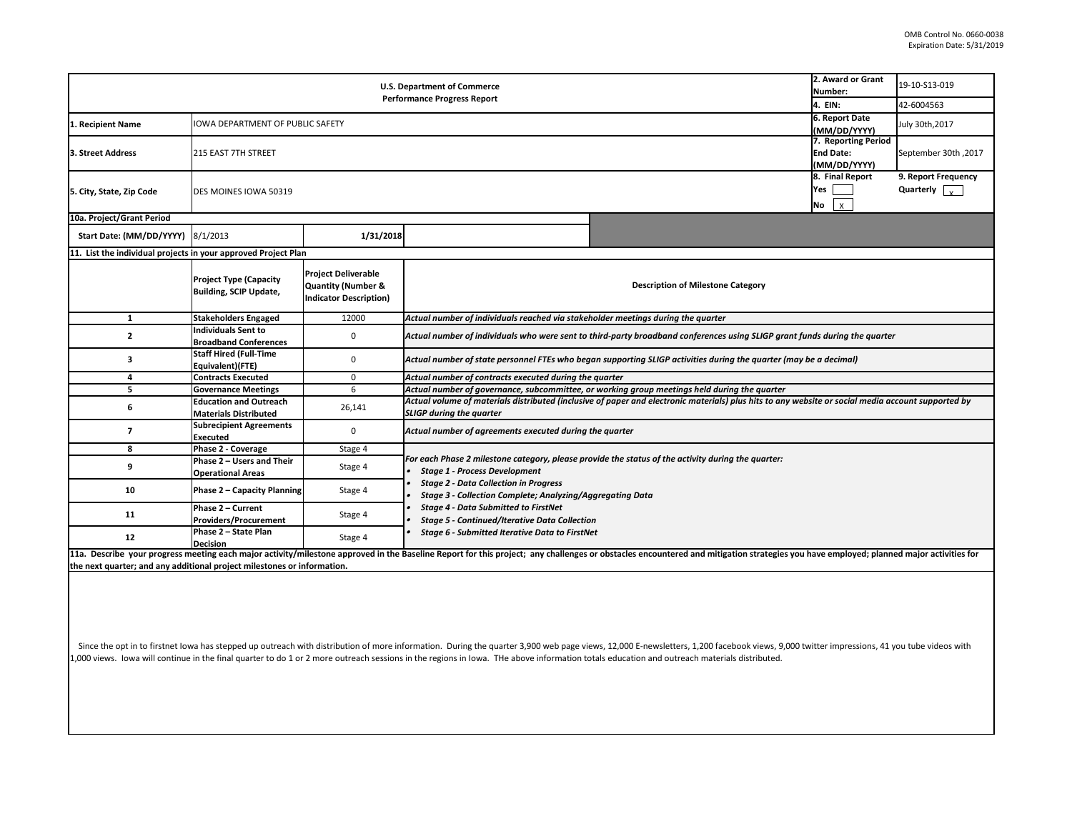OMB Control No. 0660-0038
Expiration Date: 5/31/2019

| | | | | |
|---|---|---|---|---|
| **U.S. Department of Commerce** **Performance Progress Report** | | | **2. Award or Grant Number:** | 19-10-S13-019 |
| | | | **4. EIN:** | 42-6004563 |
| **1. Recipient Name** | IOWA DEPARTMENT OF PUBLIC SAFETY | | **6. Report Date (MM/DD/YYYY)** | July 30th,2017 |
| **3. Street Address** | 215 EAST 7TH STREET | | **7. Reporting Period End Date: (MM/DD/YYYY)** | September 30th ,2017 |
| **5. City, State, Zip Code** | DES MOINES IOWA 50319 | | **8. Final Report** Yes [ ] No [X] | **9. Report Frequency** Quarterly [X] |
| **10a. Project/Grant Period** | | | | |
| **Start Date: (MM/DD/YYYY)** | 8/1/2013 | **1/31/2018** | | |

**11. List the individual projects in your approved Project Plan**

| | Project Type (Capacity Building, SCIP Update, | Project Deliverable Quantity (Number & Indicator Description) | Description of Milestone Category |
|---|---|---|---|
| 1 | **Stakeholders Engaged** | 12000 | *Actual number of individuals reached via stakeholder meetings during the quarter* |
| 2 | **Individuals Sent to Broadband Conferences** | 0 | *Actual number of individuals who were sent to third-party broadband conferences using SLIGP grant funds during the quarter* |
| 3 | **Staff Hired (Full-Time Equivalent)(FTE)** | 0 | *Actual number of state personnel FTEs who began supporting SLIGP activities during the quarter (may be a decimal)* |
| 4 | **Contracts Executed** | 0 | *Actual number of contracts executed during the quarter* |
| 5 | **Governance Meetings** | 6 | *Actual number of governance, subcommittee, or working group meetings held during the quarter* |
| 6 | **Education and Outreach Materials Distributed** | 26,141 | *Actual volume of materials distributed (inclusive of paper and electronic materials) plus hits to any website or social media account supported by SLIGP during the quarter* |
| 7 | **Subrecipient Agreements Executed** | 0 | *Actual number of agreements executed during the quarter* |
| 8 | **Phase 2 - Coverage** | Stage 4 | *For each Phase 2 milestone category, please provide the status of the activity during the quarter:* • *Stage 1 - Process Development* • *Stage 2 - Data Collection in Progress* • *Stage 3 - Collection Complete; Analyzing/Aggregating Data* • *Stage 4 - Data Submitted to FirstNet* • *Stage 5 - Continued/Iterative Data Collection* • *Stage 6 - Submitted Iterative Data to FirstNet* |
| 9 | **Phase 2 – Users and Their Operational Areas** | Stage 4 | |
| 10 | **Phase 2 – Capacity Planning** | Stage 4 | |
| 11 | **Phase 2 – Current Providers/Procurement** | Stage 4 | |
| 12 | **Phase 2 – State Plan Decision** | Stage 4 | |

**11a. Describe your progress meeting each major activity/milestone approved in the Baseline Report for this project; any challenges or obstacles encountered and mitigation strategies you have employed; planned major activities for the next quarter; and any additional project milestones or information.**

Since the opt in to firstnet Iowa has stepped up outreach with distribution of more information. During the quarter 3,900 web page views, 12,000 E-newsletters, 1,200 facebook views, 9,000 twitter impressions, 41 you tube videos with 1,000 views. Iowa will continue in the final quarter to do 1 or 2 more outreach sessions in the regions in Iowa. THe above information totals education and outreach materials distributed.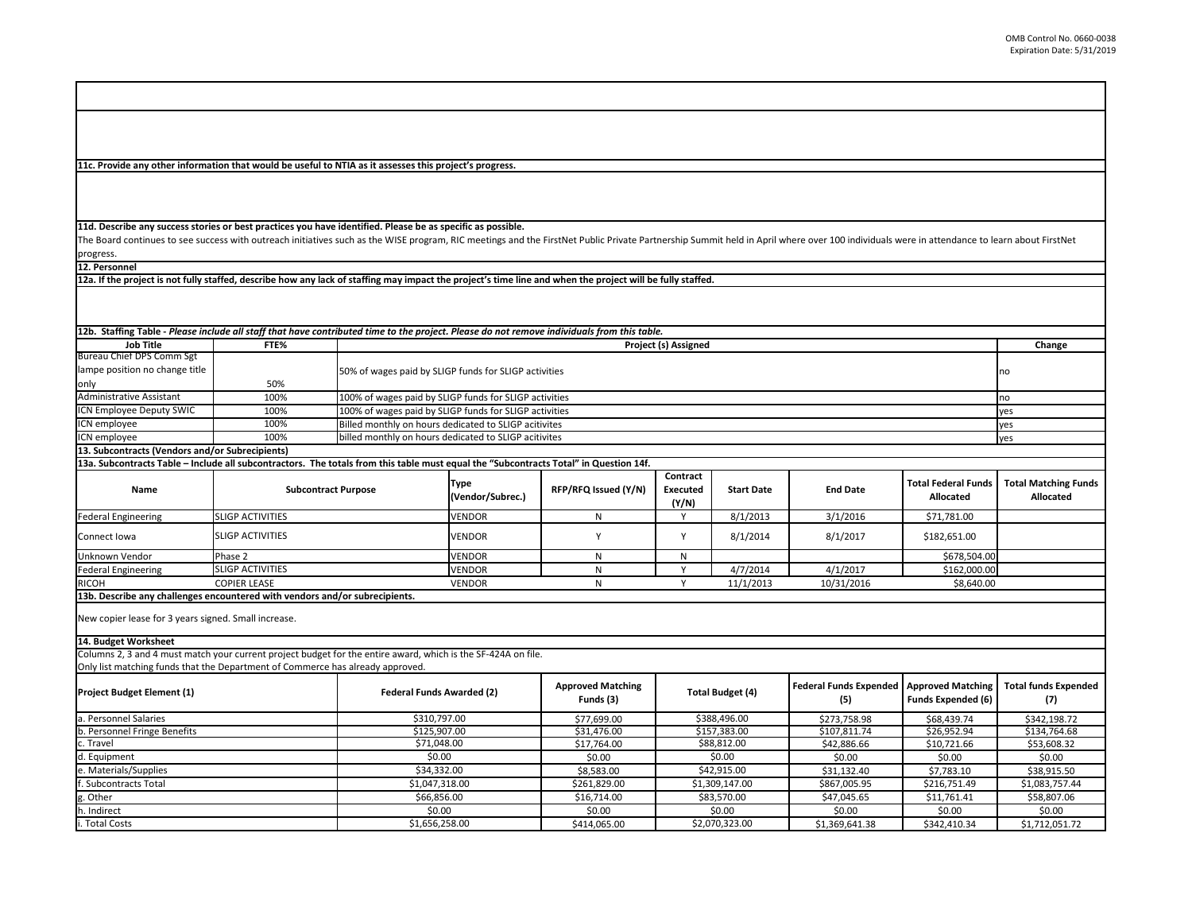**11c. Provide any other information that would be useful to NTIA as it assesses this project's progress.**

**11d. Describe any success stories or best practices you have identified. Please be as specific as possible.**

The Board continues to see success with outreach initiatives such as the WISE program, RIC meetings and the FirstNet Public Private Partnership Summit held in April where over 100 individuals were in attendance to learn about FirstNet progress.

**12. Personnel**

**12a. If the project is not fully staffed, describe how any lack of staffing may impact the project's time line and when the project will be fully staffed.**

**12b. Staffing Table -** ***Please include all staff that have contributed time to the project. Please do not remove individuals from this table.***

| Job Title | FTE% | Project (s) Assigned | Change |
|---|---|---|---|
| Bureau Chief DPS Comm Sgt lampe position no change title only | 50% | 50% of wages paid by SLIGP funds for SLIGP activities | no |
| Administrative Assistant | 100% | 100% of wages paid by SLIGP funds for SLIGP activities | no |
| ICN Employee Deputy SWIC | 100% | 100% of wages paid by SLIGP funds for SLIGP activities | yes |
| ICN employee | 100% | Billed monthly on hours dedicated to SLIGP acitivites | yes |
| ICN employee | 100% | billed monthly on hours dedicated to SLIGP acitivites | yes |

**13. Subcontracts (Vendors and/or Subrecipients)**

**13a. Subcontracts Table – Include all subcontractors. The totals from this table must equal the "Subcontracts Total" in Question 14f.**

| Name | Subcontract Purpose | Type (Vendor/Subrec.) | RFP/RFQ Issued (Y/N) | Contract Executed (Y/N) | Start Date | End Date | Total Federal Funds Allocated | Total Matching Funds Allocated |
|---|---|---|---|---|---|---|---|---|
| Federal Engineering | SLIGP ACTIVITIES | VENDOR | N | Y | 8/1/2013 | 3/1/2016 | $71,781.00 | |
| Connect Iowa | SLIGP ACTIVITIES | VENDOR | Y | Y | 8/1/2014 | 8/1/2017 | $182,651.00 | |
| Unknown Vendor | Phase 2 | VENDOR | N | N | | | $678,504.00 | |
| Federal Engineering | SLIGP ACTIVITIES | VENDOR | N | Y | 4/7/2014 | 4/1/2017 | $162,000.00 | |
| RICOH | COPIER LEASE | VENDOR | N | Y | 11/1/2013 | 10/31/2016 | $8,640.00 | |

**13b. Describe any challenges encountered with vendors and/or subrecipients.**

New copier lease for 3 years signed. Small increase.

**14. Budget Worksheet**

Columns 2, 3 and 4 must match your current project budget for the entire award, which is the SF-424A on file.
Only list matching funds that the Department of Commerce has already approved.

| Project Budget Element (1) | Federal Funds Awarded (2) | Approved Matching Funds (3) | Total Budget (4) | Federal Funds Expended (5) | Approved Matching Funds Expended (6) | Total funds Expended (7) |
|---|---|---|---|---|---|---|
| a. Personnel Salaries | $310,797.00 | $77,699.00 | $388,496.00 | $273,758.98 | $68,439.74 | $342,198.72 |
| b. Personnel Fringe Benefits | $125,907.00 | $31,476.00 | $157,383.00 | $107,811.74 | $26,952.94 | $134,764.68 |
| c. Travel | $71,048.00 | $17,764.00 | $88,812.00 | $42,886.66 | $10,721.66 | $53,608.32 |
| d. Equipment | $0.00 | $0.00 | $0.00 | $0.00 | $0.00 | $0.00 |
| e. Materials/Supplies | $34,332.00 | $8,583.00 | $42,915.00 | $31,132.40 | $7,783.10 | $38,915.50 |
| f. Subcontracts Total | $1,047,318.00 | $261,829.00 | $1,309,147.00 | $867,005.95 | $216,751.49 | $1,083,757.44 |
| g. Other | $66,856.00 | $16,714.00 | $83,570.00 | $47,045.65 | $11,761.41 | $58,807.06 |
| h. Indirect | $0.00 | $0.00 | $0.00 | $0.00 | $0.00 | $0.00 |
| i. Total Costs | $1,656,258.00 | $414,065.00 | $2,070,323.00 | $1,369,641.38 | $342,410.34 | $1,712,051.72 |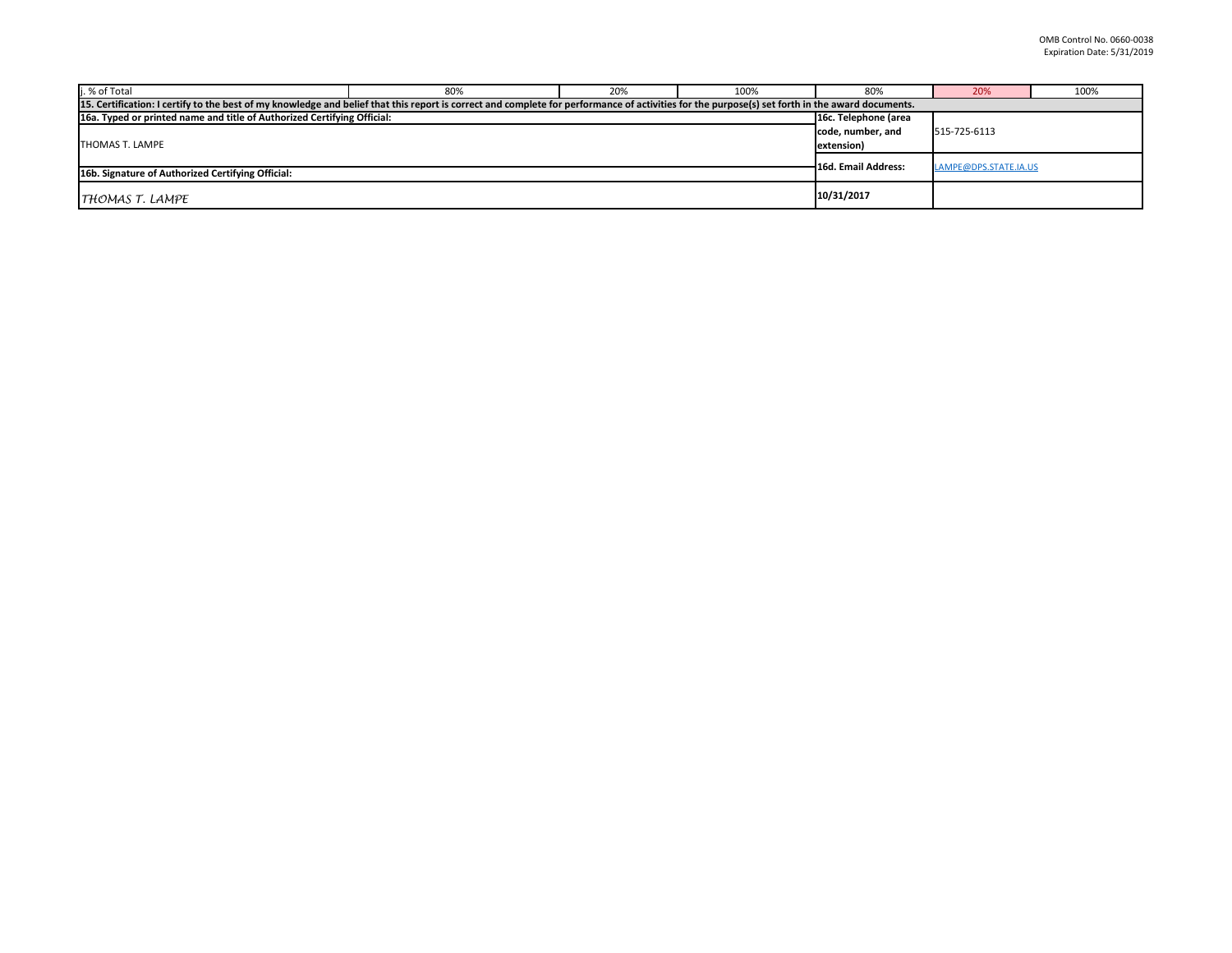| | | | | | | |
|---|---|---|---|---|---|---|
| j. % of Total | 80% | 20% | 100% | 80% | 20% | 100% |

**15. Certification: I certify to the best of my knowledge and belief that this report is correct and complete for performance of activities for the purpose(s) set forth in the award documents.**

| | | |
|---|---|---|
| **16a. Typed or printed name and title of Authorized Certifying Official:** | **16c. Telephone (area code, number, and extension)** | 515-725-6113 |
| THOMAS T. LAMPE | | |
| **16b. Signature of Authorized Certifying Official:** | **16d. Email Address:** | LAMPE@DPS.STATE.IA.US |
| *THOMAS T. LAMPE* | 10/31/2017 | |